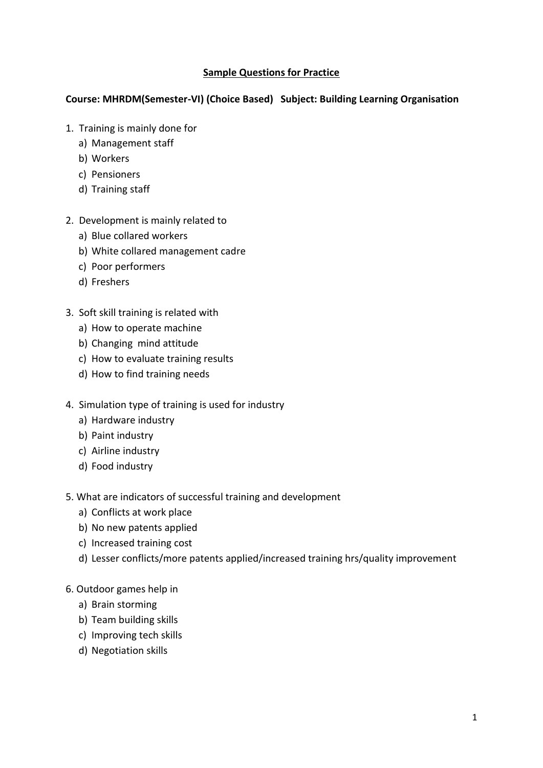## Sample Questions for Practice

**Course: MHRDM(Semester-VI) (Choice Based)   Subject: Building Learning Organisation**

1. Training is mainly done for
   a) Management staff
   b) Workers
   c) Pensioners
   d) Training staff

2. Development is mainly related to
   a) Blue collared workers
   b) White collared management cadre
   c) Poor performers
   d) Freshers

3. Soft skill training is related with
   a) How to operate machine
   b) Changing  mind attitude
   c) How to evaluate training results
   d) How to find training needs

4. Simulation type of training is used for industry
   a) Hardware industry
   b) Paint industry
   c) Airline industry
   d) Food industry

5. What are indicators of successful training and development
   a) Conflicts at work place
   b) No new patents applied
   c) Increased training cost
   d) Lesser conflicts/more patents applied/increased training hrs/quality improvement

6. Outdoor games help in
   a) Brain storming
   b) Team building skills
   c) Improving tech skills
   d) Negotiation skills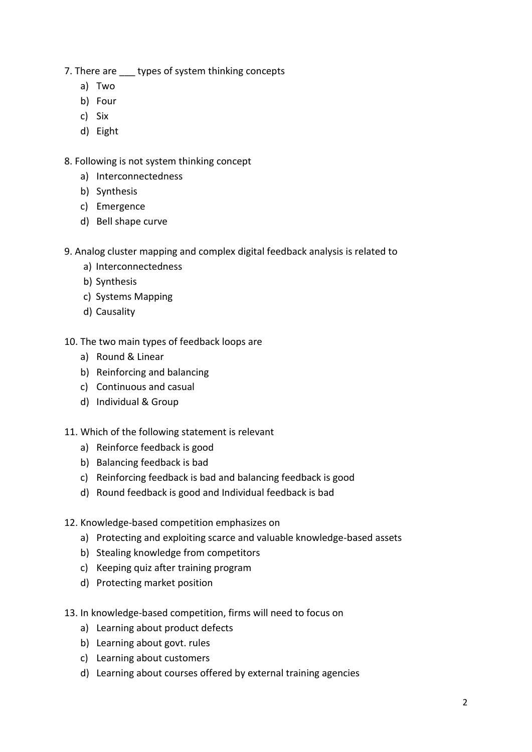7. There are ___ types of system thinking concepts

   a) Two
   b) Four
   c) Six
   d) Eight

8. Following is not system thinking concept

   a) Interconnectedness
   b) Synthesis
   c) Emergence
   d) Bell shape curve

9. Analog cluster mapping and complex digital feedback analysis is related to

   a) Interconnectedness
   b) Synthesis
   c) Systems Mapping
   d) Causality

10. The two main types of feedback loops are

    a) Round & Linear
    b) Reinforcing and balancing
    c) Continuous and casual
    d) Individual & Group

11. Which of the following statement is relevant

    a) Reinforce feedback is good
    b) Balancing feedback is bad
    c) Reinforcing feedback is bad and balancing feedback is good
    d) Round feedback is good and Individual feedback is bad

12. Knowledge-based competition emphasizes on

    a) Protecting and exploiting scarce and valuable knowledge-based assets
    b) Stealing knowledge from competitors
    c) Keeping quiz after training program
    d) Protecting market position

13. In knowledge-based competition, firms will need to focus on

    a) Learning about product defects
    b) Learning about govt. rules
    c) Learning about customers
    d) Learning about courses offered by external training agencies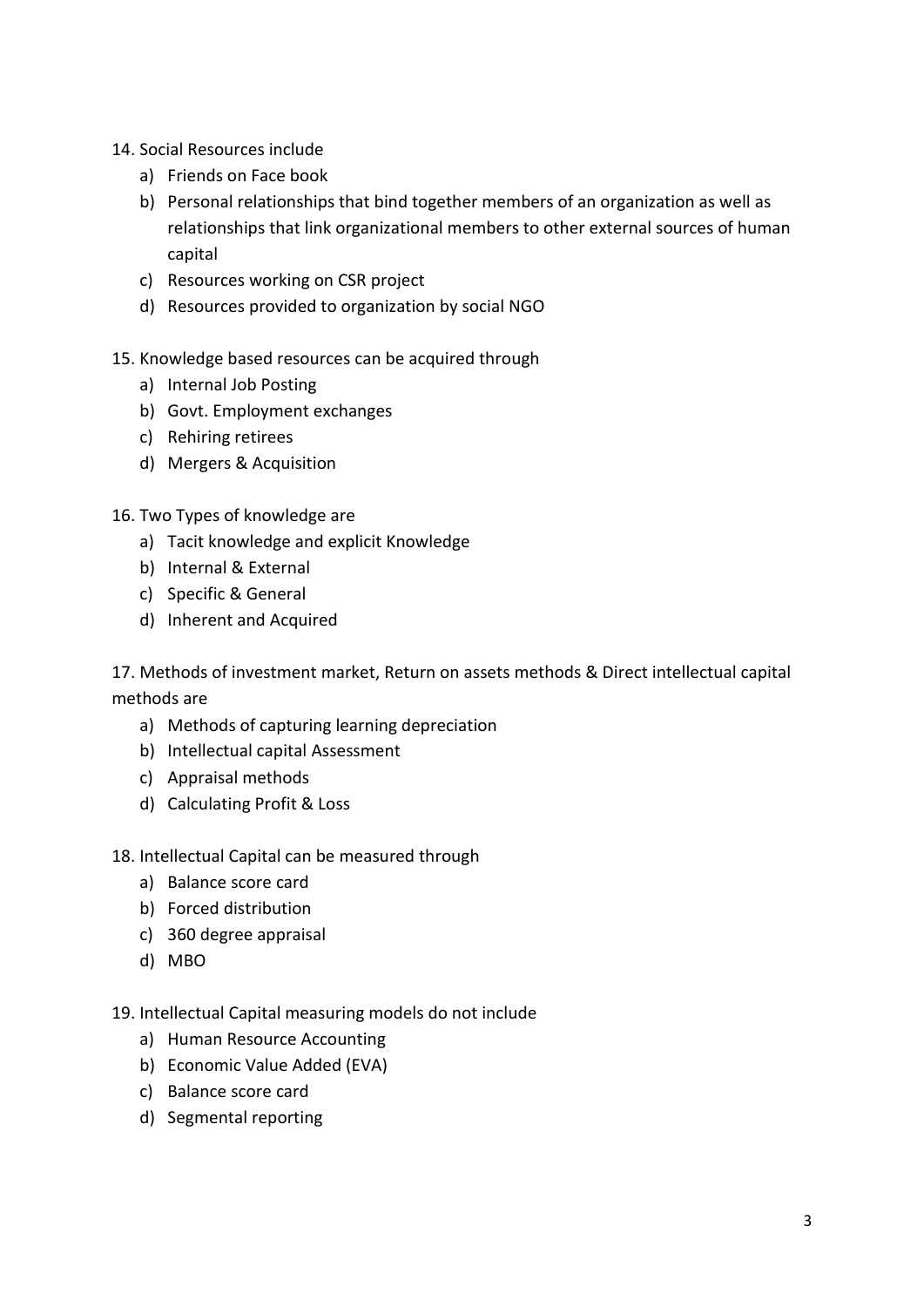14. Social Resources include
    a) Friends on Face book
    b) Personal relationships that bind together members of an organization as well as relationships that link organizational members to other external sources of human capital
    c) Resources working on CSR project
    d) Resources provided to organization by social NGO

15. Knowledge based resources can be acquired through
    a) Internal Job Posting
    b) Govt. Employment exchanges
    c) Rehiring retirees
    d) Mergers & Acquisition

16. Two Types of knowledge are
    a) Tacit knowledge and explicit Knowledge
    b) Internal & External
    c) Specific & General
    d) Inherent and Acquired

17. Methods of investment market, Return on assets methods & Direct intellectual capital methods are
    a) Methods of capturing learning depreciation
    b) Intellectual capital Assessment
    c) Appraisal methods
    d) Calculating Profit & Loss

18. Intellectual Capital can be measured through
    a) Balance score card
    b) Forced distribution
    c) 360 degree appraisal
    d) MBO

19. Intellectual Capital measuring models do not include
    a) Human Resource Accounting
    b) Economic Value Added (EVA)
    c) Balance score card
    d) Segmental reporting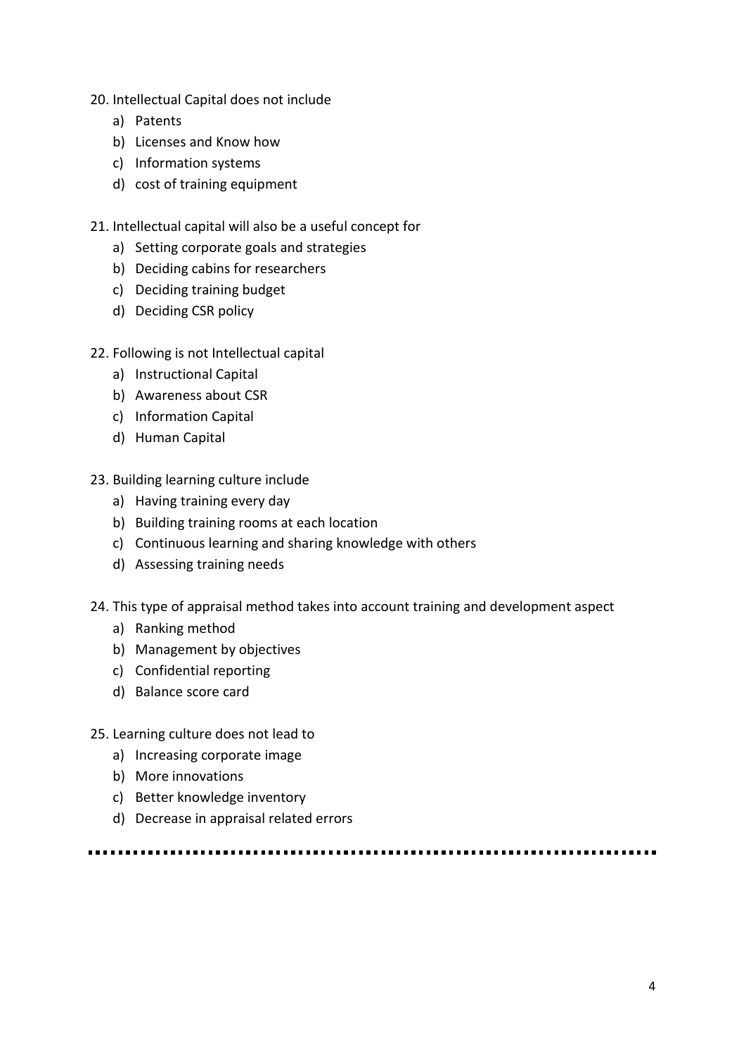20. Intellectual Capital does not include
    a) Patents
    b) Licenses and Know how
    c) Information systems
    d) cost of training equipment

21. Intellectual capital will also be a useful concept for
    a) Setting corporate goals and strategies
    b) Deciding cabins for researchers
    c) Deciding training budget
    d) Deciding CSR policy

22. Following is not Intellectual capital
    a) Instructional Capital
    b) Awareness about CSR
    c) Information Capital
    d) Human Capital

23. Building learning culture include
    a) Having training every day
    b) Building training rooms at each location
    c) Continuous learning and sharing knowledge with others
    d) Assessing training needs

24. This type of appraisal method takes into account training and development aspect
    a) Ranking method
    b) Management by objectives
    c) Confidential reporting
    d) Balance score card

25. Learning culture does not lead to
    a) Increasing corporate image
    b) More innovations
    c) Better knowledge inventory
    d) Decrease in appraisal related errors

---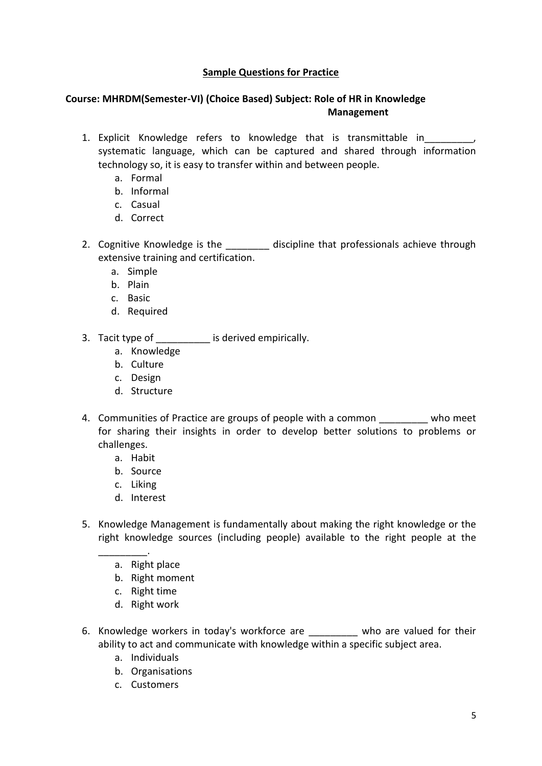**Sample Questions for Practice**

**Course: MHRDM(Semester-VI) (Choice Based) Subject: Role of HR in Knowledge Management**

1. Explicit Knowledge refers to knowledge that is transmittable in_________, systematic language, which can be captured and shared through information technology so, it is easy to transfer within and between people.
   a. Formal
   b. Informal
   c. Casual
   d. Correct

2. Cognitive Knowledge is the ________ discipline that professionals achieve through extensive training and certification.
   a. Simple
   b. Plain
   c. Basic
   d. Required

3. Tacit type of __________ is derived empirically.
   a. Knowledge
   b. Culture
   c. Design
   d. Structure

4. Communities of Practice are groups of people with a common _________ who meet for sharing their insights in order to develop better solutions to problems or challenges.
   a. Habit
   b. Source
   c. Liking
   d. Interest

5. Knowledge Management is fundamentally about making the right knowledge or the right knowledge sources (including people) available to the right people at the _________.
   a. Right place
   b. Right moment
   c. Right time
   d. Right work

6. Knowledge workers in today's workforce are _________ who are valued for their ability to act and communicate with knowledge within a specific subject area.
   a. Individuals
   b. Organisations
   c. Customers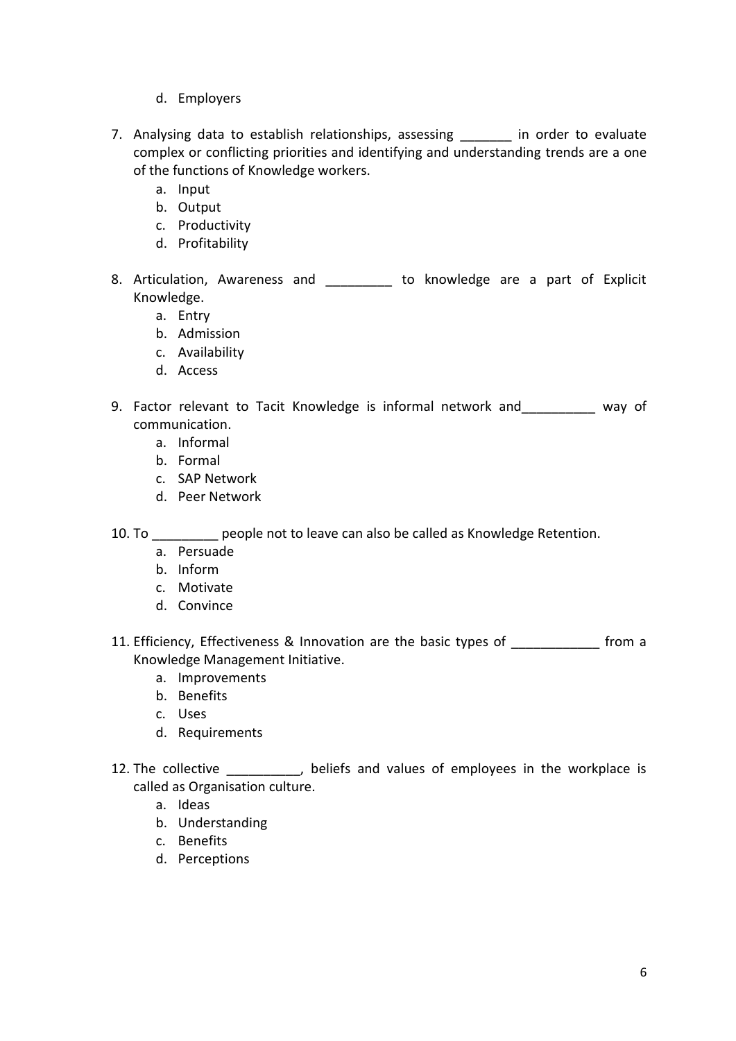d. Employers

7. Analysing data to establish relationships, assessing _______ in order to evaluate complex or conflicting priorities and identifying and understanding trends are a one of the functions of Knowledge workers.
   a. Input
   b. Output
   c. Productivity
   d. Profitability

8. Articulation, Awareness and _________ to knowledge are a part of Explicit Knowledge.
   a. Entry
   b. Admission
   c. Availability
   d. Access

9. Factor relevant to Tacit Knowledge is informal network and__________ way of communication.
   a. Informal
   b. Formal
   c. SAP Network
   d. Peer Network

10. To _________ people not to leave can also be called as Knowledge Retention.
    a. Persuade
    b. Inform
    c. Motivate
    d. Convince

11. Efficiency, Effectiveness & Innovation are the basic types of ____________ from a Knowledge Management Initiative.
    a. Improvements
    b. Benefits
    c. Uses
    d. Requirements

12. The collective __________, beliefs and values of employees in the workplace is called as Organisation culture.
    a. Ideas
    b. Understanding
    c. Benefits
    d. Perceptions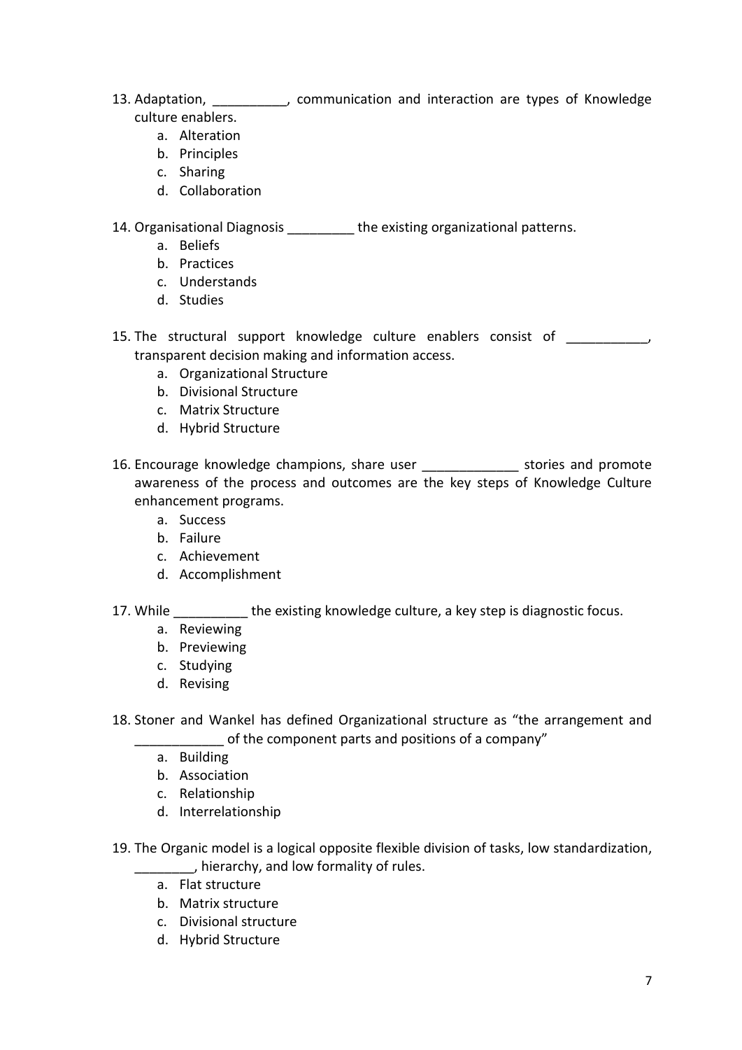13. Adaptation, __________, communication and interaction are types of Knowledge culture enablers.
    a. Alteration
    b. Principles
    c. Sharing
    d. Collaboration

14. Organisational Diagnosis _________ the existing organizational patterns.
    a. Beliefs
    b. Practices
    c. Understands
    d. Studies

15. The structural support knowledge culture enablers consist of ___________, transparent decision making and information access.
    a. Organizational Structure
    b. Divisional Structure
    c. Matrix Structure
    d. Hybrid Structure

16. Encourage knowledge champions, share user _____________ stories and promote awareness of the process and outcomes are the key steps of Knowledge Culture enhancement programs.
    a. Success
    b. Failure
    c. Achievement
    d. Accomplishment

17. While __________ the existing knowledge culture, a key step is diagnostic focus.
    a. Reviewing
    b. Previewing
    c. Studying
    d. Revising

18. Stoner and Wankel has defined Organizational structure as "the arrangement and ____________ of the component parts and positions of a company"
    a. Building
    b. Association
    c. Relationship
    d. Interrelationship

19. The Organic model is a logical opposite flexible division of tasks, low standardization, ________, hierarchy, and low formality of rules.
    a. Flat structure
    b. Matrix structure
    c. Divisional structure
    d. Hybrid Structure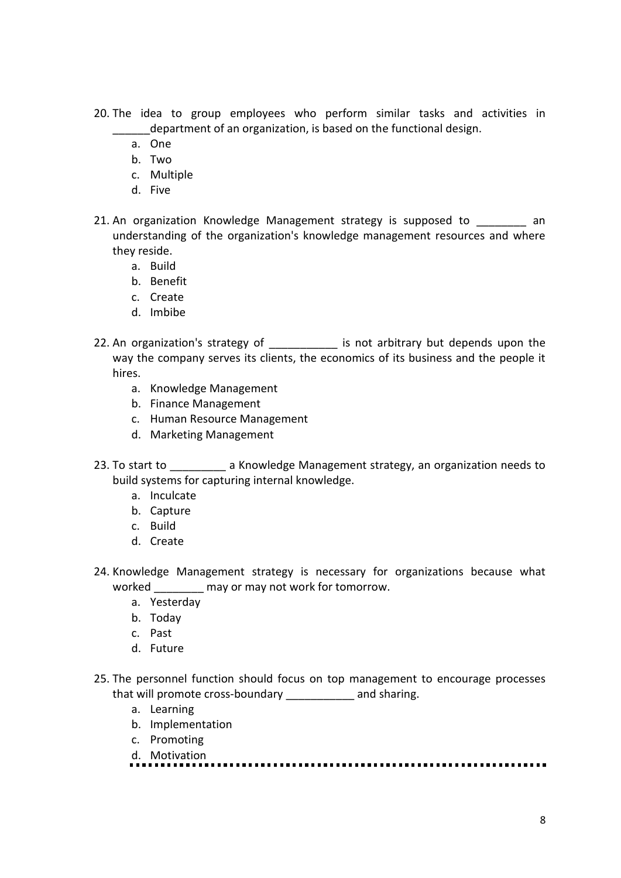20. The idea to group employees who perform similar tasks and activities in ______department of an organization, is based on the functional design.
    a. One
    b. Two
    c. Multiple
    d. Five

21. An organization Knowledge Management strategy is supposed to ________ an understanding of the organization's knowledge management resources and where they reside.
    a. Build
    b. Benefit
    c. Create
    d. Imbibe

22. An organization's strategy of ___________ is not arbitrary but depends upon the way the company serves its clients, the economics of its business and the people it hires.
    a. Knowledge Management
    b. Finance Management
    c. Human Resource Management
    d. Marketing Management

23. To start to _________ a Knowledge Management strategy, an organization needs to build systems for capturing internal knowledge.
    a. Inculcate
    b. Capture
    c. Build
    d. Create

24. Knowledge Management strategy is necessary for organizations because what worked ________ may or may not work for tomorrow.
    a. Yesterday
    b. Today
    c. Past
    d. Future

25. The personnel function should focus on top management to encourage processes that will promote cross-boundary ___________ and sharing.
    a. Learning
    b. Implementation
    c. Promoting
    d. Motivation